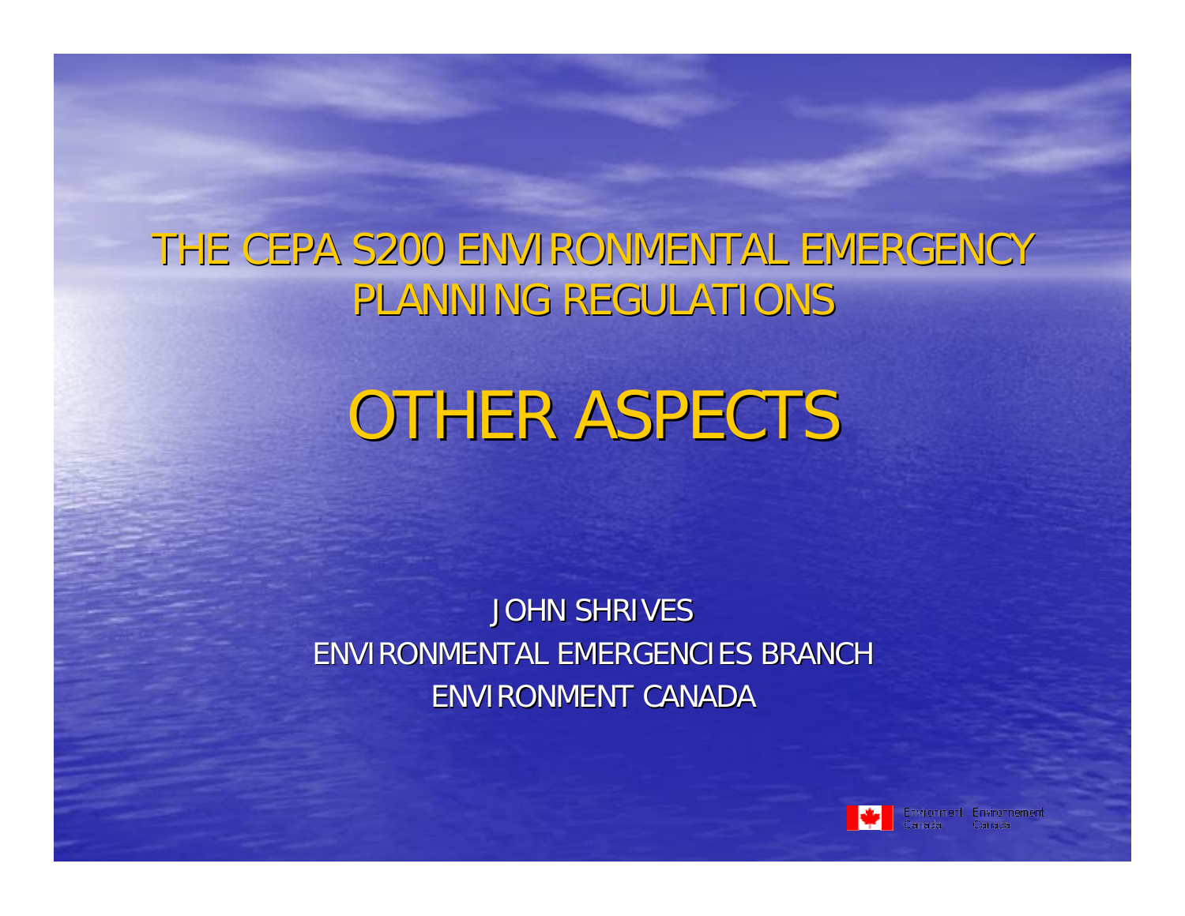# THE CEPA S200 ENVIRONMENTAL EMERGENCY PLANNING REGULATIONS

# OTHER ASPECTS

JOHN SHRIVES
ENVIRONMENTAL EMERGENCIES BRANCH
ENVIRONMENT CANADA

Environment Canada Environnement Canada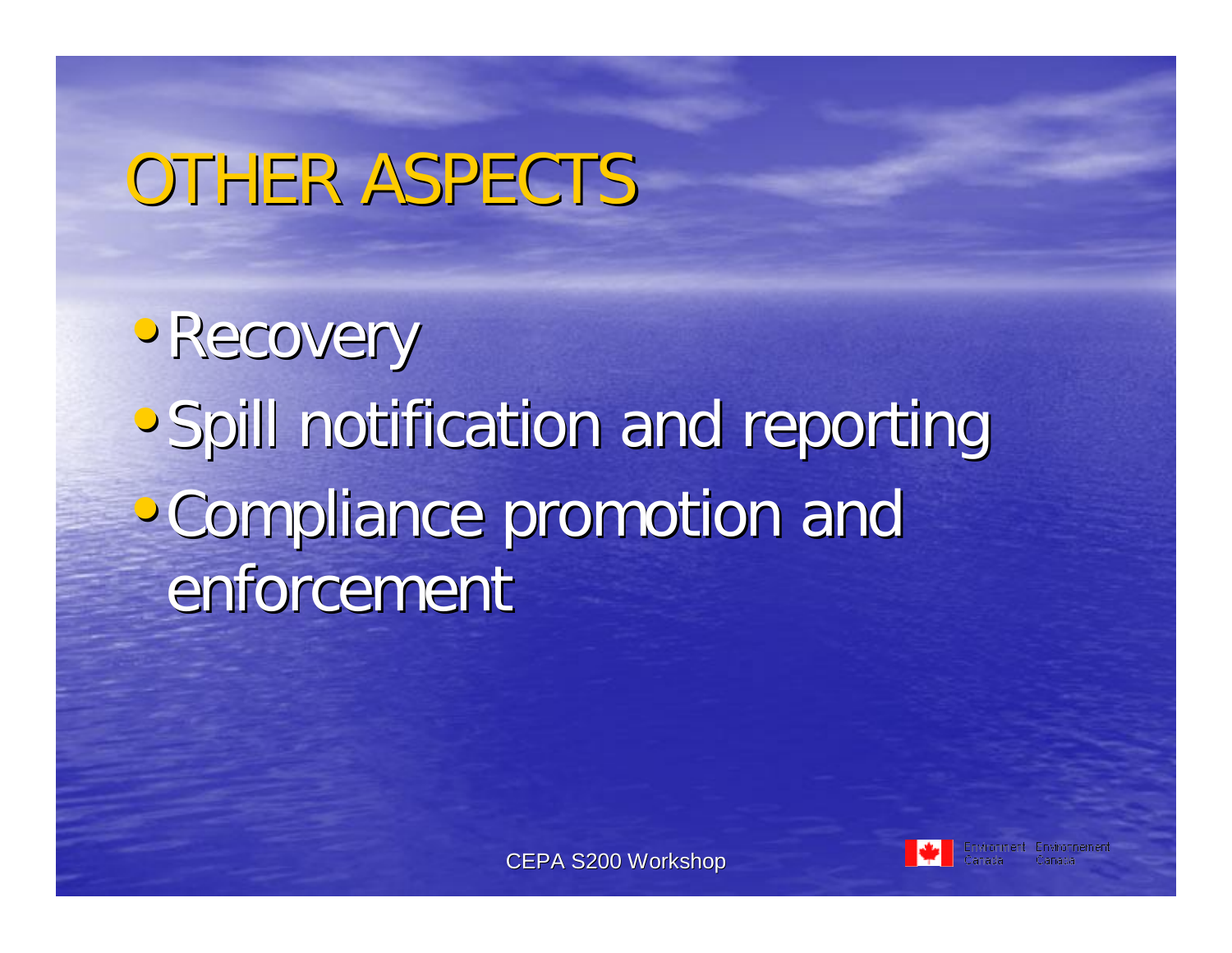# OTHER ASPECTS

- Recovery
- Spill notification and reporting
- Compliance promotion and enforcement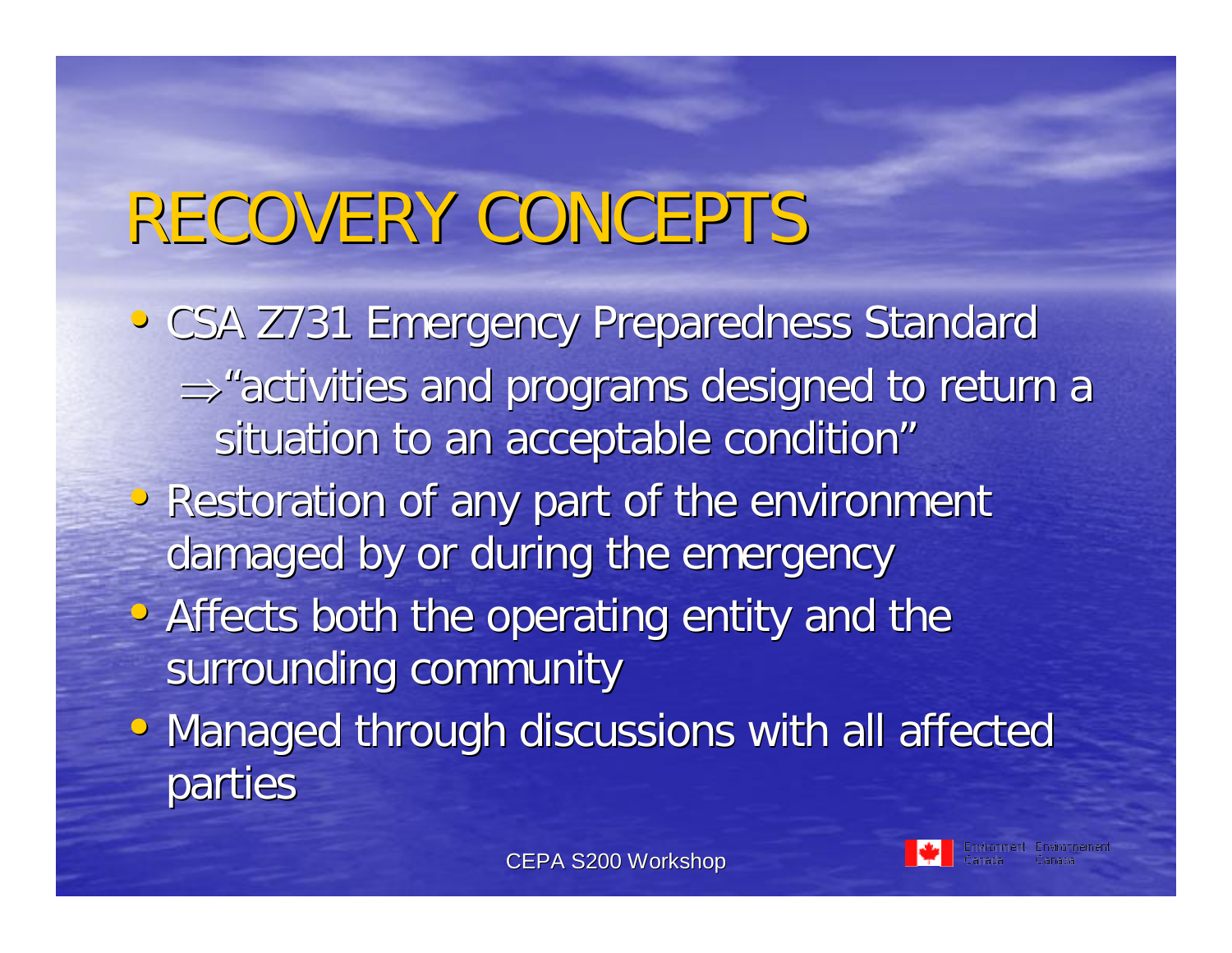# RECOVERY CONCEPTS

- CSA Z731 Emergency Preparedness Standard
  - ⇒"activities and programs designed to return a situation to an acceptable condition"
- Restoration of any part of the environment damaged by or during the emergency
- Affects both the operating entity and the surrounding community
- Managed through discussions with all affected parties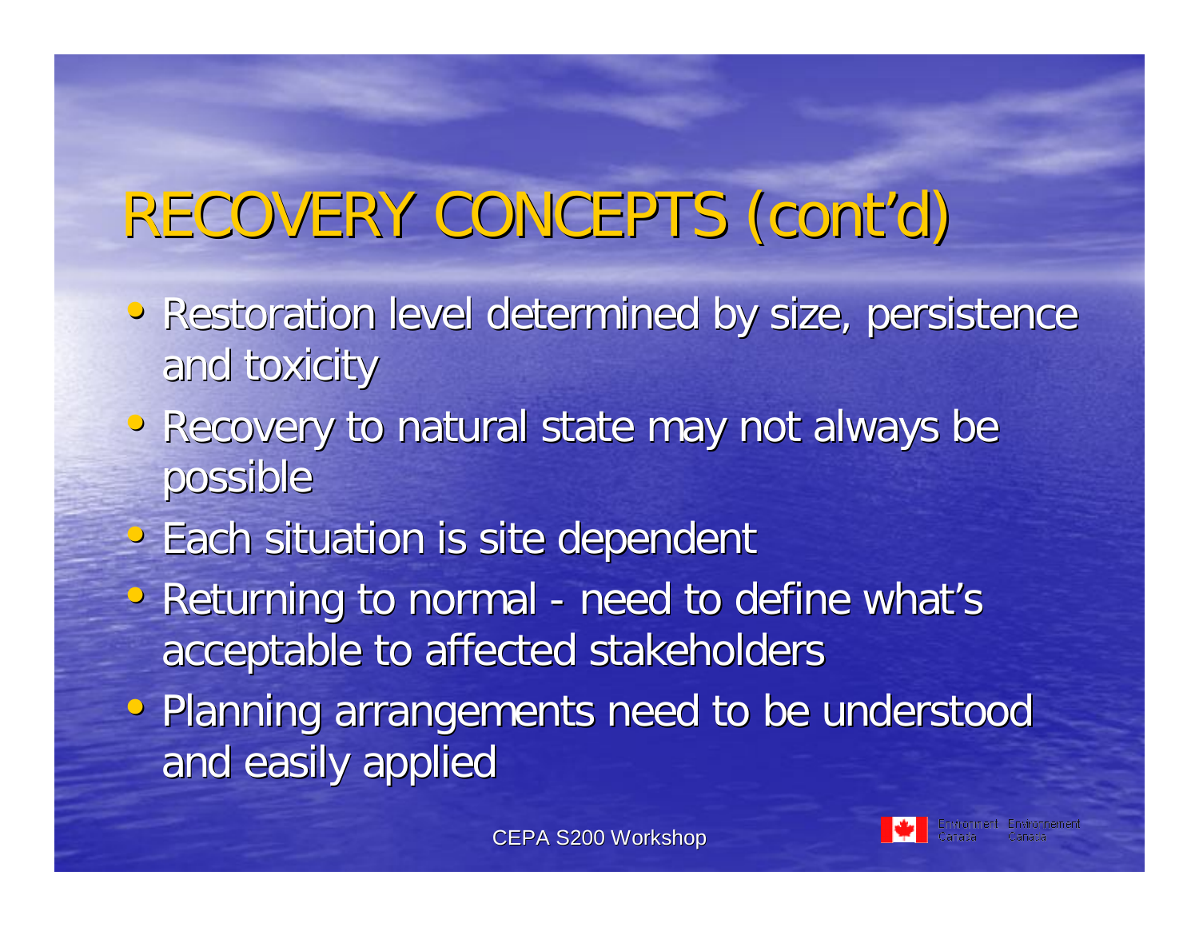# RECOVERY CONCEPTS (cont'd)

- Restoration level determined by size, persistence and toxicity
- Recovery to natural state may not always be possible
- Each situation is site dependent
- Returning to normal - need to define what's acceptable to affected stakeholders
- Planning arrangements need to be understood and easily applied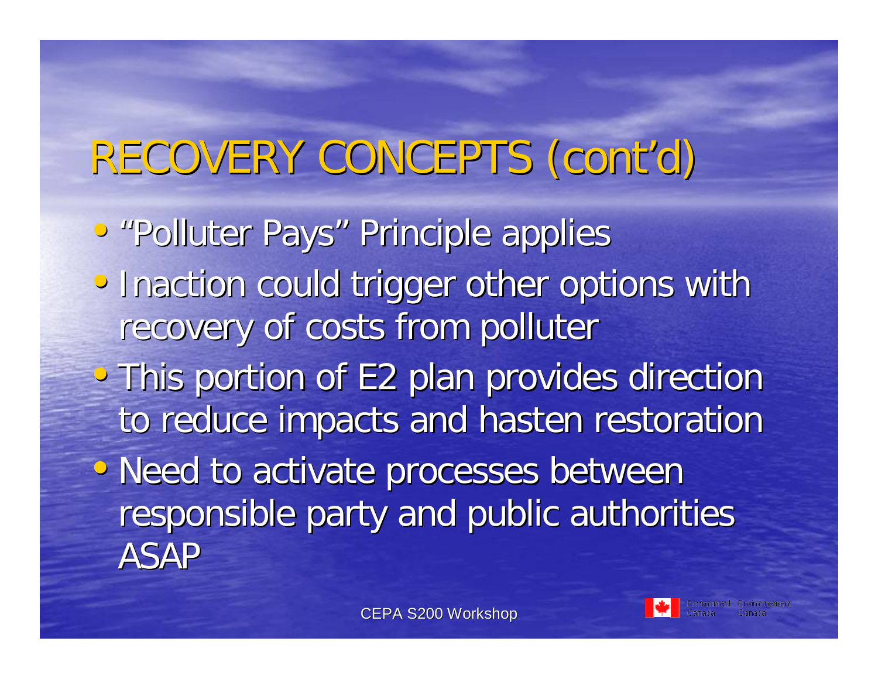# RECOVERY CONCEPTS (cont'd)

- "Polluter Pays" Principle applies
- Inaction could trigger other options with recovery of costs from polluter
- This portion of E2 plan provides direction to reduce impacts and hasten restoration
- Need to activate processes between responsible party and public authorities ASAP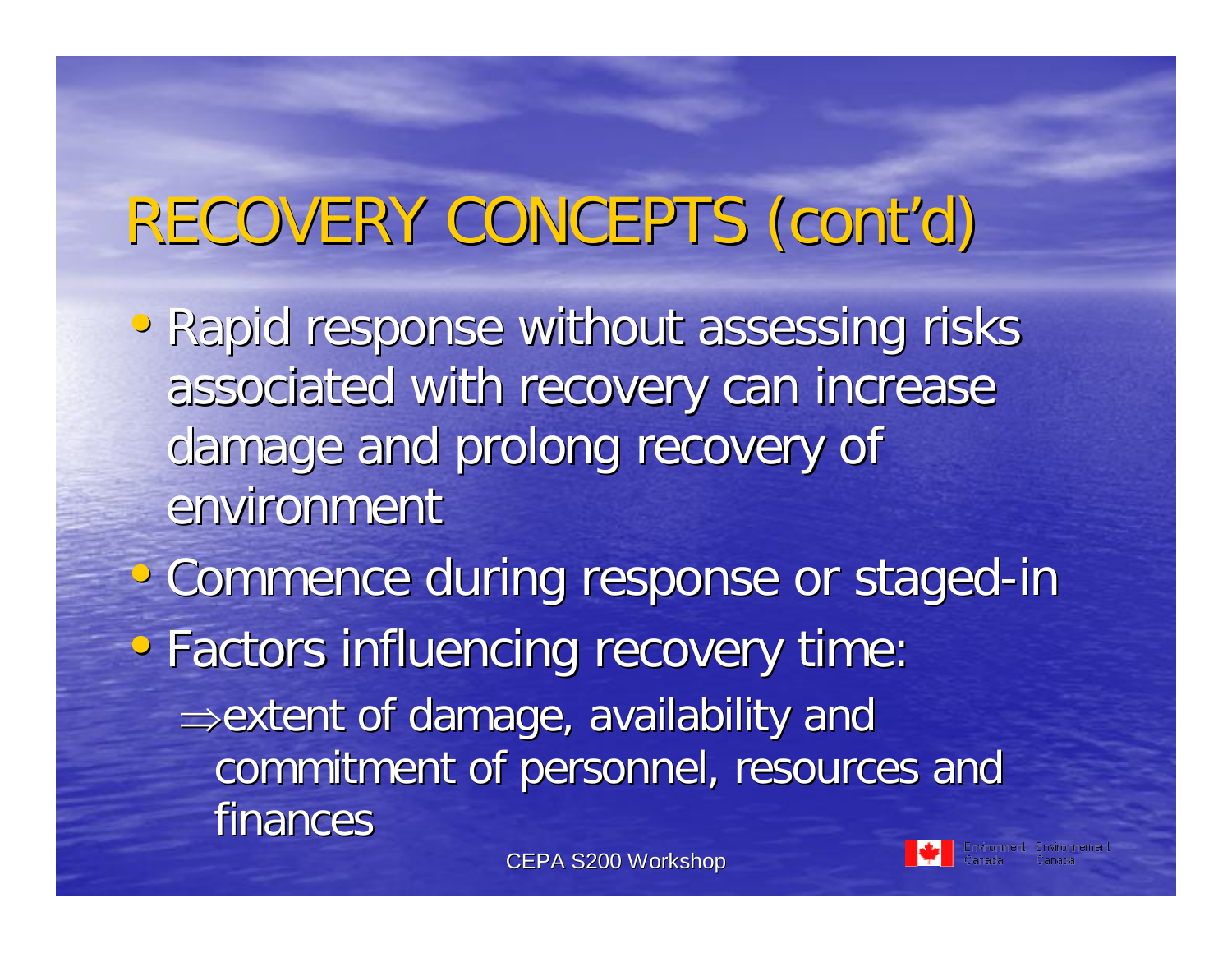# RECOVERY CONCEPTS (cont'd)

- Rapid response without assessing risks associated with recovery can increase damage and prolong recovery of environment
- Commence during response or staged-in
- Factors influencing recovery time:
  - ⇒extent of damage, availability and commitment of personnel, resources and finances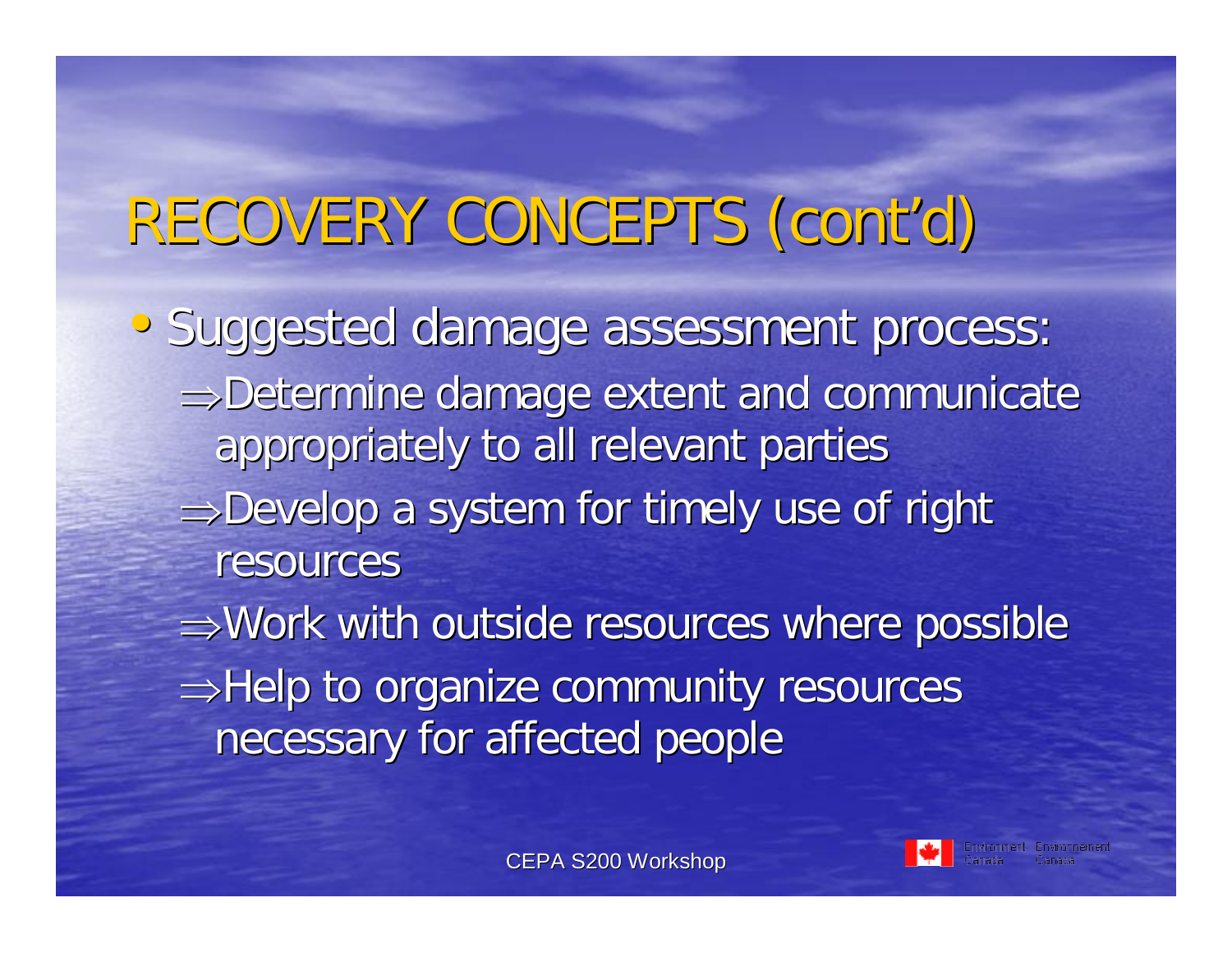# RECOVERY CONCEPTS (cont'd)

- Suggested damage assessment process:
  - ⇒Determine damage extent and communicate appropriately to all relevant parties
  - ⇒Develop a system for timely use of right resources
  - ⇒Work with outside resources where possible
  - ⇒Help to organize community resources necessary for affected people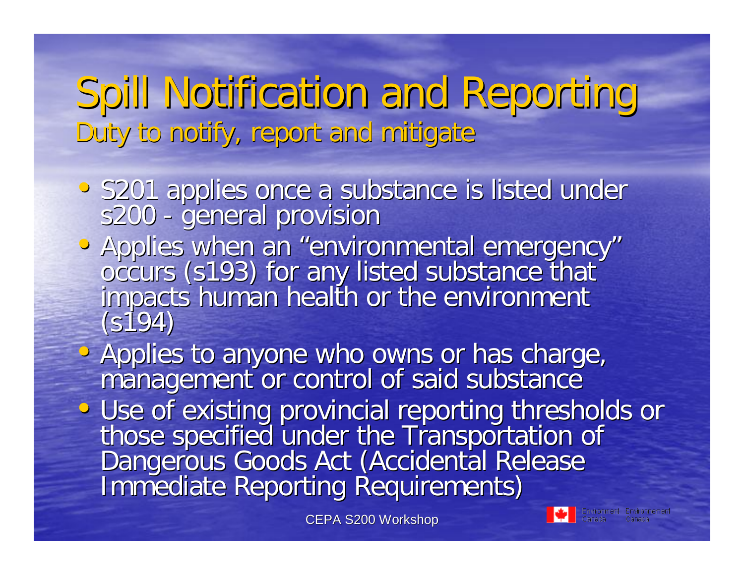# Spill Notification and Reporting

## Duty to notify, report and mitigate

- S201 applies once a substance is listed under s200 - general provision
- Applies when an "environmental emergency" occurs (s193) for any listed substance that impacts human health or the environment (s194)
- Applies to anyone who owns or has charge, management or control of said substance
- Use of existing provincial reporting thresholds or those specified under the Transportation of Dangerous Goods Act (Accidental Release Immediate Reporting Requirements)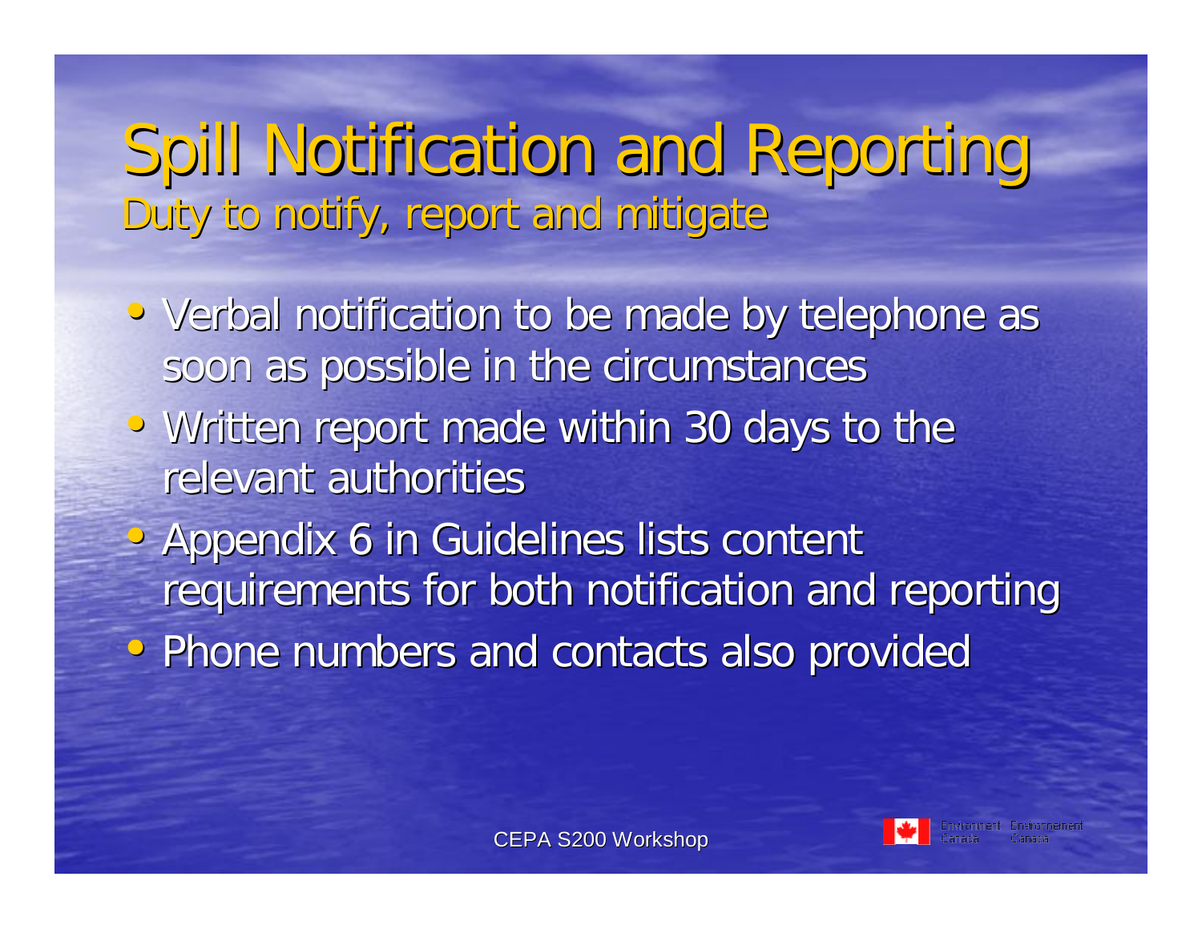# Spill Notification and Reporting

## Duty to notify, report and mitigate

- Verbal notification to be made by telephone as soon as possible in the circumstances
- Written report made within 30 days to the relevant authorities
- Appendix 6 in Guidelines lists content requirements for both notification and reporting
- Phone numbers and contacts also provided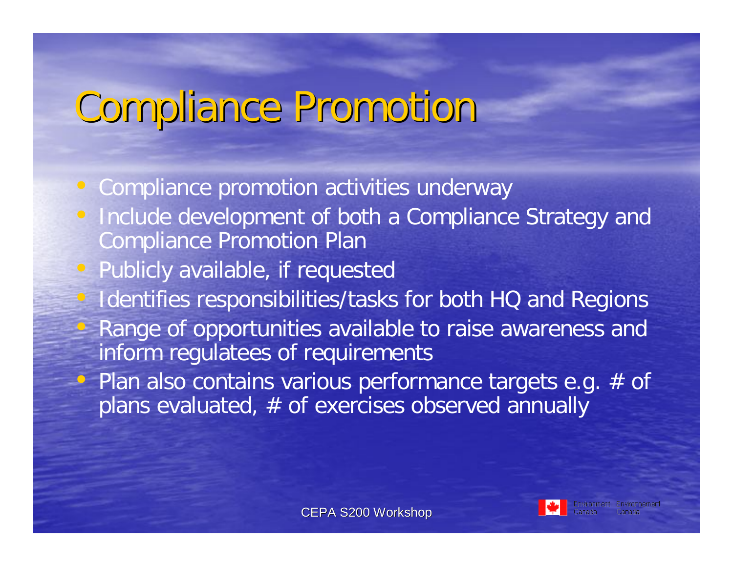# Compliance Promotion

- Compliance promotion activities underway
- Include development of both a Compliance Strategy and Compliance Promotion Plan
- Publicly available, if requested
- Identifies responsibilities/tasks for both HQ and Regions
- Range of opportunities available to raise awareness and inform regulatees of requirements
- Plan also contains various performance targets e.g. # of plans evaluated, # of exercises observed annually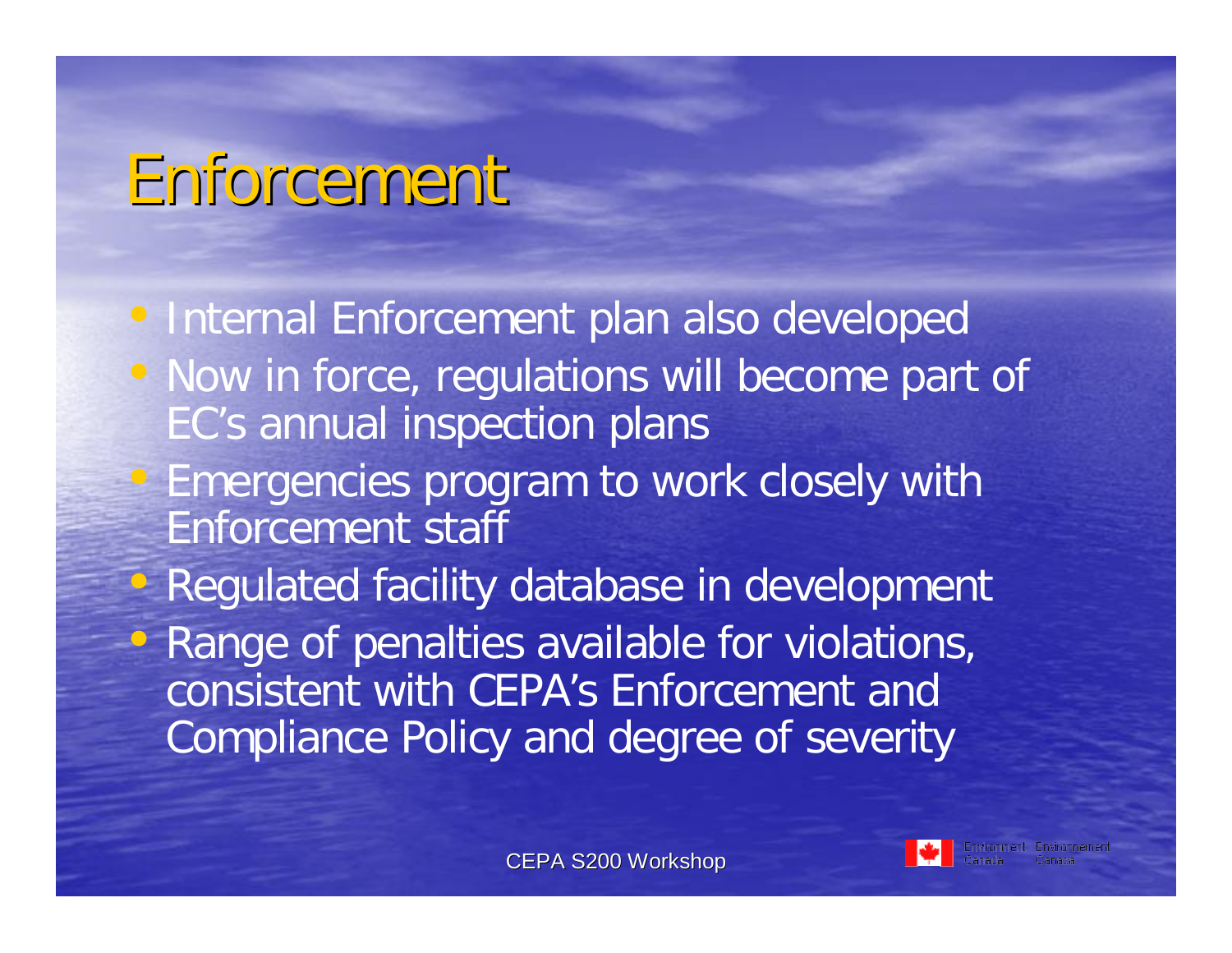# Enforcement

- Internal Enforcement plan also developed
- Now in force, regulations will become part of EC's annual inspection plans
- Emergencies program to work closely with Enforcement staff
- Regulated facility database in development
- Range of penalties available for violations, consistent with CEPA's Enforcement and Compliance Policy and degree of severity